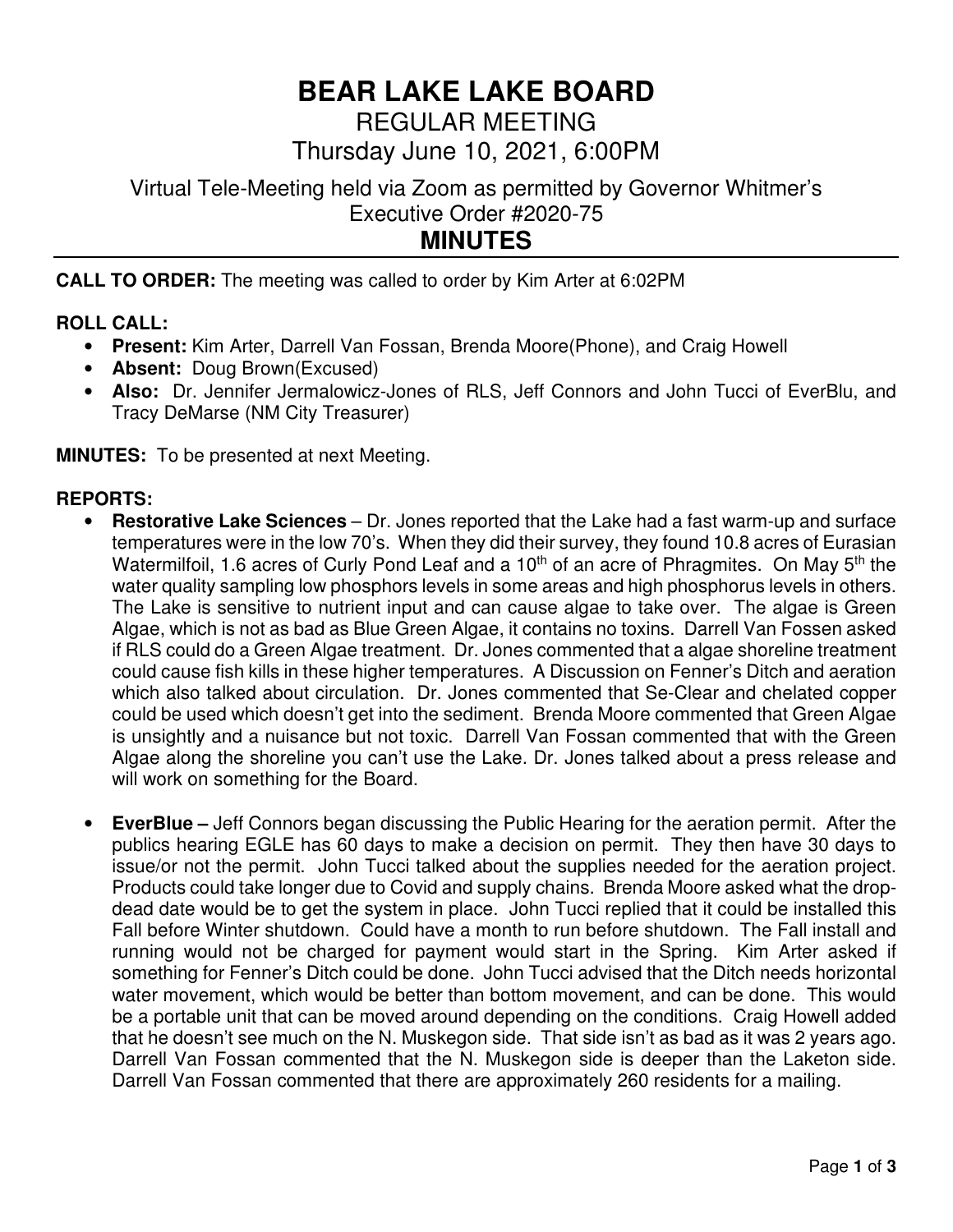# BEAR LAKE LAKE BOARD

REGULAR MEETING

Thursday June 10, 2021, 6:00PM

Virtual Tele-Meeting held via Zoom as permitted by Governor Whitmer's Executive Order #2020-75

## MINUTES

**CALL TO ORDER:** The meeting was called to order by Kim Arter at 6:02PM

**ROLL CALL:**

- **Present:** Kim Arter, Darrell Van Fossan, Brenda Moore(Phone), and Craig Howell
- **Absent:** Doug Brown(Excused)
- **Also:** Dr. Jennifer Jermalowicz-Jones of RLS, Jeff Connors and John Tucci of EverBlu, and Tracy DeMarse (NM City Treasurer)

**MINUTES:** To be presented at next Meeting.

**REPORTS:**

- **Restorative Lake Sciences** – Dr. Jones reported that the Lake had a fast warm-up and surface temperatures were in the low 70's. When they did their survey, they found 10.8 acres of Eurasian Watermilfoil, 1.6 acres of Curly Pond Leaf and a 10th of an acre of Phragmites. On May 5th the water quality sampling low phosphors levels in some areas and high phosphorus levels in others. The Lake is sensitive to nutrient input and can cause algae to take over. The algae is Green Algae, which is not as bad as Blue Green Algae, it contains no toxins. Darrell Van Fossen asked if RLS could do a Green Algae treatment. Dr. Jones commented that a algae shoreline treatment could cause fish kills in these higher temperatures. A Discussion on Fenner's Ditch and aeration which also talked about circulation. Dr. Jones commented that Se-Clear and chelated copper could be used which doesn't get into the sediment. Brenda Moore commented that Green Algae is unsightly and a nuisance but not toxic. Darrell Van Fossan commented that with the Green Algae along the shoreline you can't use the Lake. Dr. Jones talked about a press release and will work on something for the Board.

- **EverBlue –** Jeff Connors began discussing the Public Hearing for the aeration permit. After the publics hearing EGLE has 60 days to make a decision on permit. They then have 30 days to issue/or not the permit. John Tucci talked about the supplies needed for the aeration project. Products could take longer due to Covid and supply chains. Brenda Moore asked what the drop-dead date would be to get the system in place. John Tucci replied that it could be installed this Fall before Winter shutdown. Could have a month to run before shutdown. The Fall install and running would not be charged for payment would start in the Spring. Kim Arter asked if something for Fenner's Ditch could be done. John Tucci advised that the Ditch needs horizontal water movement, which would be better than bottom movement, and can be done. This would be a portable unit that can be moved around depending on the conditions. Craig Howell added that he doesn't see much on the N. Muskegon side. That side isn't as bad as it was 2 years ago. Darrell Van Fossan commented that the N. Muskegon side is deeper than the Laketon side. Darrell Van Fossan commented that there are approximately 260 residents for a mailing.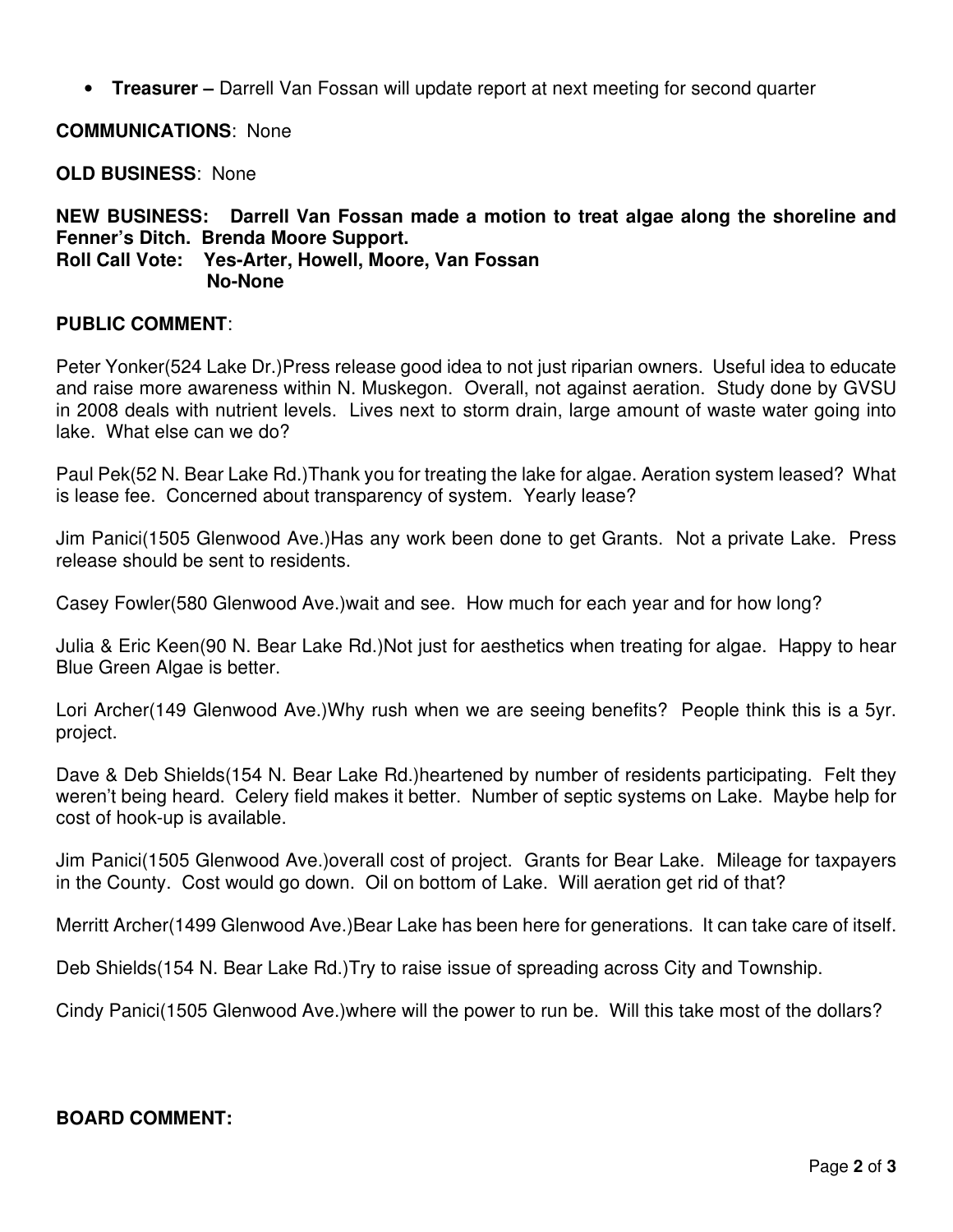- **Treasurer –** Darrell Van Fossan will update report at next meeting for second quarter

**COMMUNICATIONS**: None

**OLD BUSINESS**: None

**NEW BUSINESS: Darrell Van Fossan made a motion to treat algae along the shoreline and Fenner's Ditch. Brenda Moore Support.**
**Roll Call Vote: Yes-Arter, Howell, Moore, Van Fossan**
**No-None**

**PUBLIC COMMENT**:

Peter Yonker(524 Lake Dr.)Press release good idea to not just riparian owners. Useful idea to educate and raise more awareness within N. Muskegon. Overall, not against aeration. Study done by GVSU in 2008 deals with nutrient levels. Lives next to storm drain, large amount of waste water going into lake. What else can we do?

Paul Pek(52 N. Bear Lake Rd.)Thank you for treating the lake for algae. Aeration system leased? What is lease fee. Concerned about transparency of system. Yearly lease?

Jim Panici(1505 Glenwood Ave.)Has any work been done to get Grants. Not a private Lake. Press release should be sent to residents.

Casey Fowler(580 Glenwood Ave.)wait and see. How much for each year and for how long?

Julia & Eric Keen(90 N. Bear Lake Rd.)Not just for aesthetics when treating for algae. Happy to hear Blue Green Algae is better.

Lori Archer(149 Glenwood Ave.)Why rush when we are seeing benefits? People think this is a 5yr. project.

Dave & Deb Shields(154 N. Bear Lake Rd.)heartened by number of residents participating. Felt they weren't being heard. Celery field makes it better. Number of septic systems on Lake. Maybe help for cost of hook-up is available.

Jim Panici(1505 Glenwood Ave.)overall cost of project. Grants for Bear Lake. Mileage for taxpayers in the County. Cost would go down. Oil on bottom of Lake. Will aeration get rid of that?

Merritt Archer(1499 Glenwood Ave.)Bear Lake has been here for generations. It can take care of itself.

Deb Shields(154 N. Bear Lake Rd.)Try to raise issue of spreading across City and Township.

Cindy Panici(1505 Glenwood Ave.)where will the power to run be. Will this take most of the dollars?

**BOARD COMMENT:**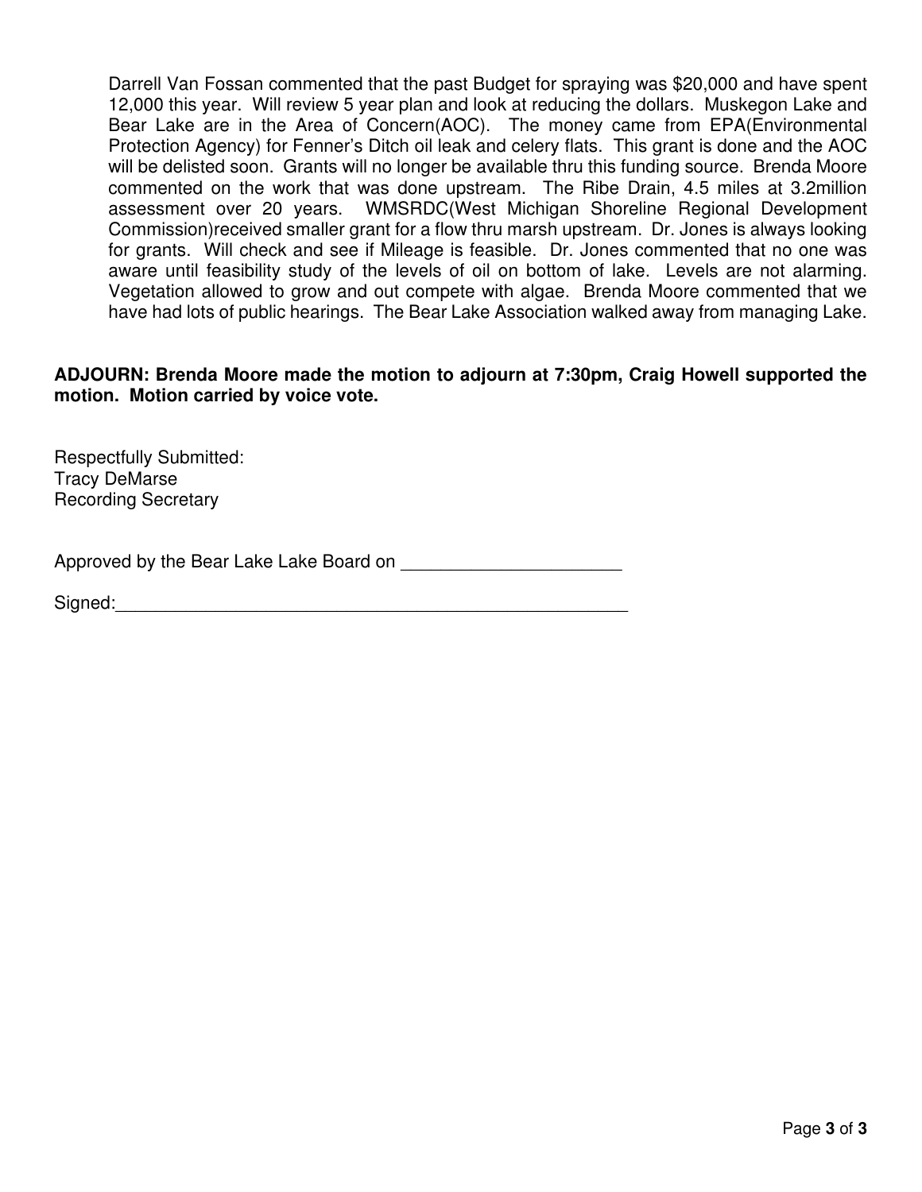Darrell Van Fossan commented that the past Budget for spraying was $20,000 and have spent 12,000 this year. Will review 5 year plan and look at reducing the dollars. Muskegon Lake and Bear Lake are in the Area of Concern(AOC). The money came from EPA(Environmental Protection Agency) for Fenner's Ditch oil leak and celery flats. This grant is done and the AOC will be delisted soon. Grants will no longer be available thru this funding source. Brenda Moore commented on the work that was done upstream. The Ribe Drain, 4.5 miles at 3.2million assessment over 20 years. WMSRDC(West Michigan Shoreline Regional Development Commission)received smaller grant for a flow thru marsh upstream. Dr. Jones is always looking for grants. Will check and see if Mileage is feasible. Dr. Jones commented that no one was aware until feasibility study of the levels of oil on bottom of lake. Levels are not alarming. Vegetation allowed to grow and out compete with algae. Brenda Moore commented that we have had lots of public hearings. The Bear Lake Association walked away from managing Lake.

**ADJOURN: Brenda Moore made the motion to adjourn at 7:30pm, Craig Howell supported the motion. Motion carried by voice vote.**

Respectfully Submitted:
Tracy DeMarse
Recording Secretary

Approved by the Bear Lake Lake Board on ______________________

Signed:______________________________________________________